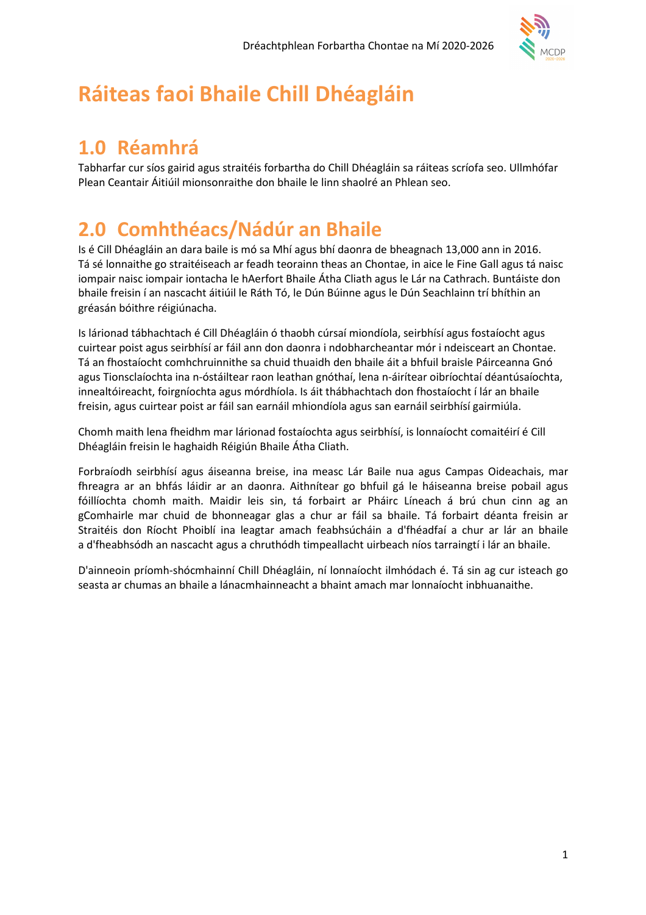# Ráiteas faoi Bhaile Chill Dhéagláin

## 1.0 Réamhrá

Tabharfar cur síos gairid agus straitéis forbartha do Chill Dhéagláin sa ráiteas scríofa seo. Ullmhófar Plean Ceantair Áitiúil mionsonraithe don bhaile le linn shaolré an Phlean seo.

## 2.0 Comhthéacs/Nádúr an Bhaile

Is é Cill Dhéagláin an dara baile is mó sa Mhí agus bhí daonra de bheagnach 13,000 ann in 2016. Tá sé lonnaithe go straitéiseach ar feadh teorainn theas an Chontae, in aice le Fine Gall agus tá naisc iompair naisc iompair iontacha le hAerfort Bhaile Átha Cliath agus le Lár na Cathrach. Buntáiste don bhaile freisin í an nascacht áitiúil le Ráth Tó, le Dún Búinne agus le Dún Seachlainn trí bhíthin an ghréasán bóithre réigiúnacha.

Is lárionad tábhachtach é Cill Dhéagláin ó thaobh cúrsaí miondíola, seirbhísí agus fostaíocht agus cuirtear poist agus seirbhísí ar fáil ann don daonra i ndobharcheantar mór i ndeisceart an Chontae. Tá an fhostaíocht comhchruinnithe sa chuid thuaidh den bhaile áit a bhfuil braisle Páirceanna Gnó agus Tionsclaíochta ina n-óstáiltear raon leathan gnóthaí, lena n-áirítear oibríochtaí déantúsaíochta, innealtóireacht, foirgníochta agus mórdhíola. Is áit thábhachtach don fhostaíocht í lár an bhaile freisin, agus cuirtear poist ar fáil san earnáil mhiondíola agus san earnáil seirbhísí gairmiúla.

Chomh maith lena fheidhm mar lárionad fostaíochta agus seirbhísí, is lonnaíocht comaitéirí é Cill Dhéagláin freisin le haghaidh Réigiún Bhaile Átha Cliath.

Forbraíodh seirbhísí agus áiseanna breise, ina measc Lár Baile nua agus Campas Oideachais, mar fhreagra ar an bhfás láidir ar an daonra. Aithnítear go bhfuil gá le háiseanna breise pobail agus fóillíochta chomh maith. Maidir leis sin, tá forbairt ar Pháirc Líneach á brú chun cinn ag an gComhairle mar chuid de bhonneagar glas a chur ar fáil sa bhaile. Tá forbairt déanta freisin ar Straitéis don Ríocht Phoiblí ina leagtar amach feabhsúcháin a d'fhéadfaí a chur ar lár an bhaile a d'fheabhsódh an nascacht agus a chruthódh timpeallacht uirbeach níos tarraingtí i lár an bhaile.

D'ainneoin príomh-shócmhainní Chill Dhéagláin, ní lonnaíocht ilmhódach é. Tá sin ag cur isteach go seasta ar chumas an bhaile a lánacmhainneacht a bhaint amach mar lonnaíocht inbhuanaithe.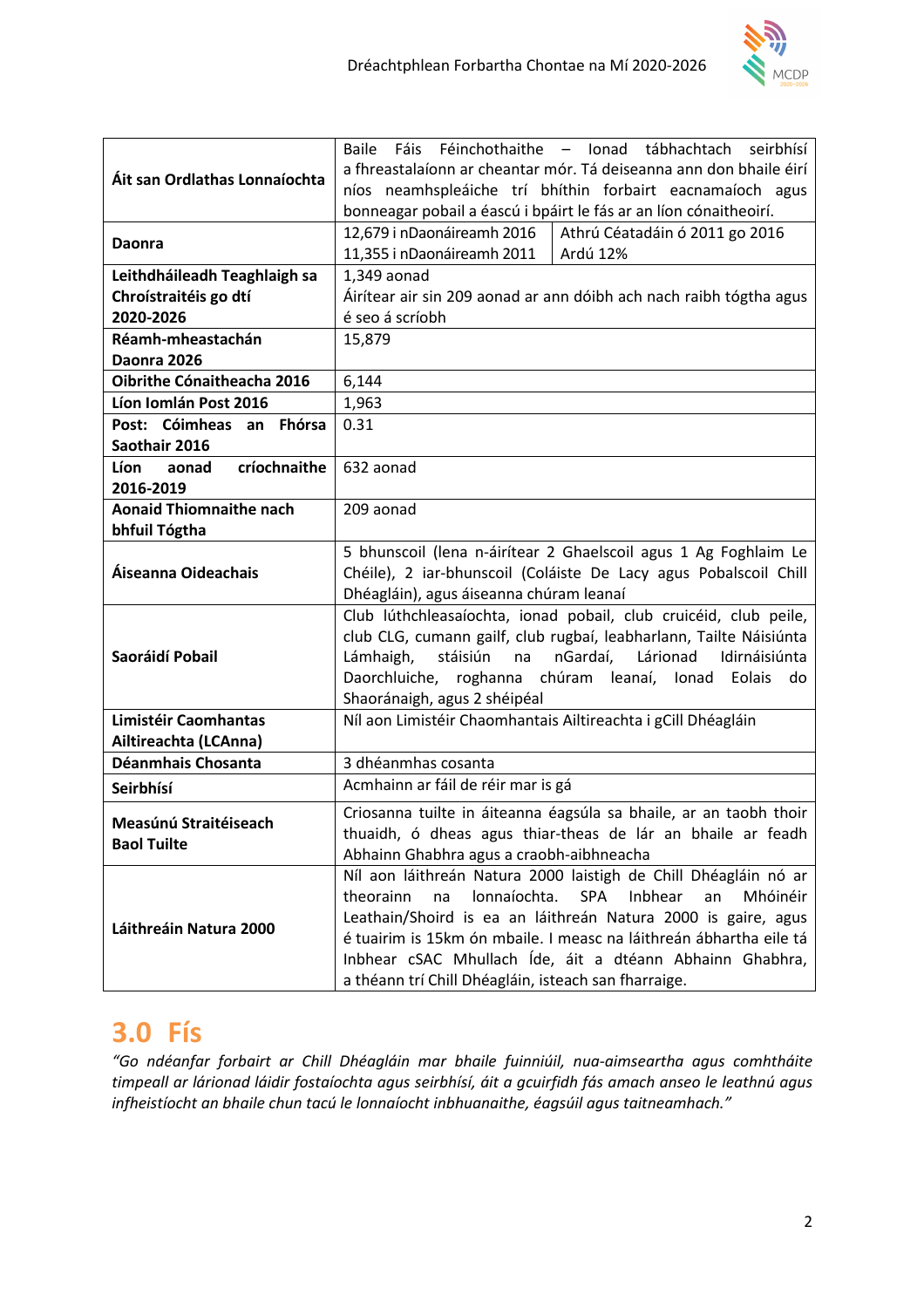| | | |
|---|---|---|
| **Áit san Ordlathas Lonnaíochta** | Baile Fáis Féinchothaithe – Ionad tábhachtach seirbhísí a fhreastalaíonn ar cheantar mór. Tá deiseanna ann don bhaile éirí níos neamhspleáiche trí bhíthin forbairt eacnamaíoch agus bonneagar pobail a éascú i bpáirt le fás ar an líon cónaitheoirí. | |
| **Daonra** | 12,679 i nDaonáireamh 2016<br>11,355 i nDaonáireamh 2011 | Athrú Céatadáin ó 2011 go 2016<br>Ardú 12% |
| **Leithdháileadh Teaghlaigh sa Chroístraitéis go dtí 2020-2026** | 1,349 aonad<br>Áirítear air sin 209 aonad ar ann dóibh ach nach raibh tógtha agus é seo á scríobh | |
| **Réamh-mheastachán Daonra 2026** | 15,879 | |
| **Oibrithe Cónaitheacha 2016** | 6,144 | |
| **Líon Iomlán Post 2016** | 1,963 | |
| **Post: Cóimheas an Fhórsa Saothair 2016** | 0.31 | |
| **Líon aonad críochnaithe 2016-2019** | 632 aonad | |
| **Aonaid Thiomnaithe nach bhfuil Tógtha** | 209 aonad | |
| **Áiseanna Oideachais** | 5 bhunscoil (lena n-áirítear 2 Ghaelscoil agus 1 Ag Foghlaim Le Chéile), 2 iar-bhunscoil (Coláiste De Lacy agus Pobalscoil Chill Dhéagláin), agus áiseanna chúram leanaí | |
| **Saoráidí Pobail** | Club lúthchleasaíochta, ionad pobail, club cruicéid, club peile, club CLG, cumann gailf, club rugbaí, leabharlann, Tailte Náisiúnta Lámhaigh, stáisiún na nGardaí, Lárionad Idirnáisiúnta Daorchluiche, roghanna chúram leanaí, Ionad Eolais do Shaoránaigh, agus 2 shéipéal | |
| **Limistéir Caomhantas Ailtireachta (LCAnna)** | Níl aon Limistéir Chaomhantais Ailtireachta i gCill Dhéagláin | |
| **Déanmhais Chosanta** | 3 dhéanmhas cosanta | |
| **Seirbhísí** | Acmhainn ar fáil de réir mar is gá | |
| **Measúnú Straitéiseach Baol Tuilte** | Criosanna tuilte in áiteanna éagsúla sa bhaile, ar an taobh thoir thuaidh, ó dheas agus thiar-theas de lár an bhaile ar feadh Abhainn Ghabhra agus a craobh-aibhneacha | |
| **Láithreáin Natura 2000** | Níl aon láithreán Natura 2000 laistigh de Chill Dhéagláin nó ar theorainn na lonnaíochta. SPA Inbhear an Mhóinéir Leathain/Shoird is ea an láithreán Natura 2000 is gaire, agus é tuairim is 15km ón mbaile. I measc na láithreán ábhartha eile tá Inbhear cSAC Mhullach Íde, áit a dtéann Abhainn Ghabhra, a théann trí Chill Dhéagláin, isteach san fharraige. | |

## 3.0 Fís

*"Go ndéanfar forbairt ar Chill Dhéagláin mar bhaile fuinniúil, nua-aimseartha agus comhtháite timpeall ar lárionad láidir fostaíochta agus seirbhísí, áit a gcuirfidh fás amach anseo le leathnú agus infheistíocht an bhaile chun tacú le lonnaíocht inbhuanaithe, éagsúil agus taitneamhach."*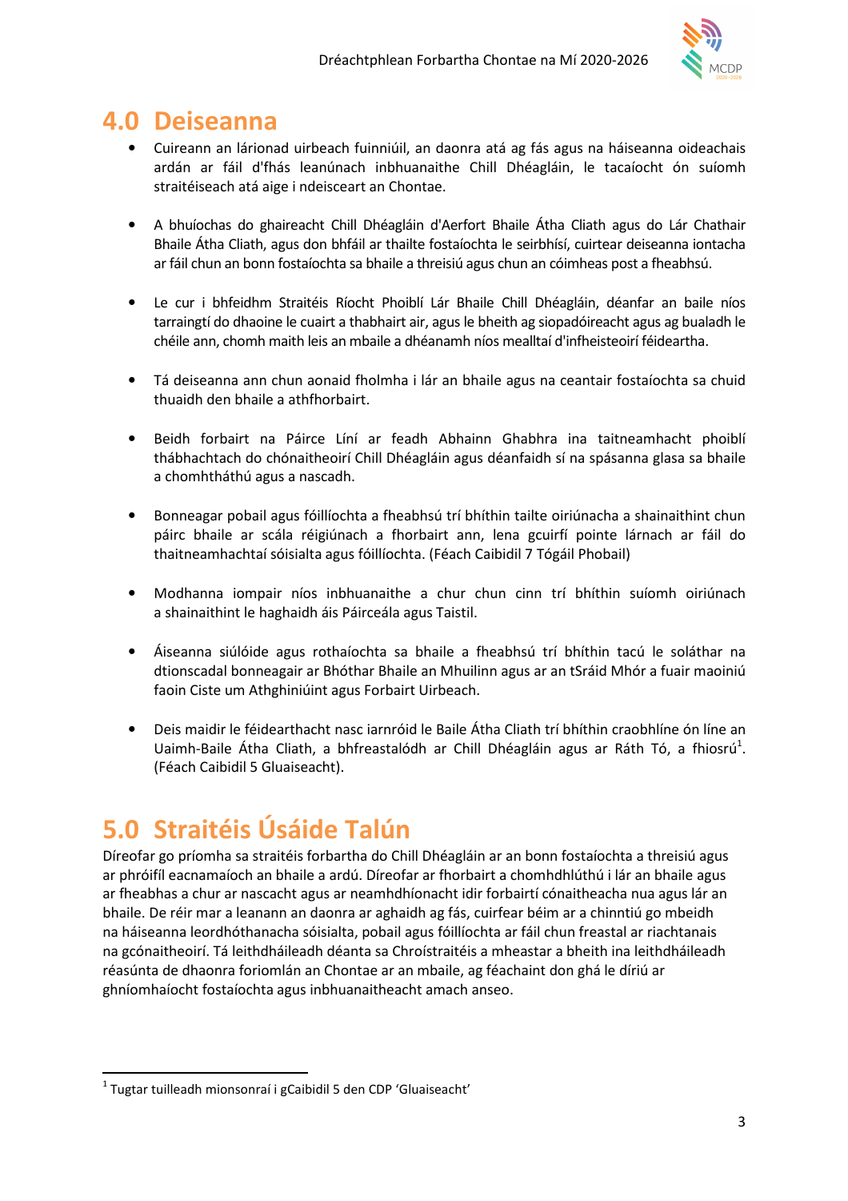## 4.0 Deiseanna

- Cuireann an lárionad uirbeach fuinniúil, an daonra atá ag fás agus na háiseanna oideachais ardán ar fáil d'fhás leanúnach inbhuanaithe Chill Dhéagláin, le tacaíocht ón suíomh straitéiseach atá aige i ndeisceart an Chontae.
- A bhuíochas do ghaireacht Chill Dhéagláin d'Aerfort Bhaile Átha Cliath agus do Lár Chathair Bhaile Átha Cliath, agus don bhfáil ar thailte fostaíochta le seirbhísí, cuirtear deiseanna iontacha ar fáil chun an bonn fostaíochta sa bhaile a threisiú agus chun an cóimheas post a fheabhsú.
- Le cur i bhfeidhm Straitéis Ríocht Phoiblí Lár Bhaile Chill Dhéagláin, déanfar an baile níos tarraingtí do dhaoine le cuairt a thabhairt air, agus le bheith ag siopadóireacht agus ag bualadh le chéile ann, chomh maith leis an mbaile a dhéanamh níos mealltaí d'infheisteoirí féideartha.
- Tá deiseanna ann chun aonaid fholmha i lár an bhaile agus na ceantair fostaíochta sa chuid thuaidh den bhaile a athfhorbairt.
- Beidh forbairt na Páirce Líní ar feadh Abhainn Ghabhra ina taitneamhacht phoiblí thábhachtach do chónaitheoirí Chill Dhéagláin agus déanfaidh sí na spásanna glasa sa bhaile a chomhtháthú agus a nascadh.
- Bonneagar pobail agus fóillíochta a fheabhsú trí bhíthin tailte oiriúnacha a shainaithint chun páirc bhaile ar scála réigiúnach a fhorbairt ann, lena gcuirfí pointe lárnach ar fáil do thaitneamhachtaí sóisialta agus fóillíochta. (Féach Caibidil 7 Tógáil Phobail)
- Modhanna iompair níos inbhuanaithe a chur chun cinn trí bhíthin suíomh oiriúnach a shainaithint le haghaidh áis Páirceála agus Taistil.
- Áiseanna siúlóide agus rothaíochta sa bhaile a fheabhsú trí bhíthin tacú le soláthar na dtionscadal bonneagair ar Bhóthar Bhaile an Mhuilinn agus ar an tSráid Mhór a fuair maoiniú faoin Ciste um Athghiniúint agus Forbairt Uirbeach.
- Deis maidir le féidearthacht nasc iarnróid le Baile Átha Cliath trí bhíthin craobhlíne ón líne an Uaimh-Baile Átha Cliath, a bhfreastalódh ar Chill Dhéagláin agus ar Ráth Tó, a fhiosrú[1]. (Féach Caibidil 5 Gluaiseacht).

## 5.0 Straitéis Úsáide Talún

Díreofar go príomha sa straitéis forbartha do Chill Dhéagláin ar an bonn fostaíochta a threisiú agus ar phróifíl eacnamaíoch an bhaile a ardú. Díreofar ar fhorbairt a chomhdhlúthú i lár an bhaile agus ar fheabhas a chur ar nascacht agus ar neamhdhíonacht idir forbairtí cónaitheacha nua agus lár an bhaile. De réir mar a leanann an daonra ar aghaidh ag fás, cuirfear béim ar a chinntiú go mbeidh na háiseanna leordhóthanacha sóisialta, pobail agus fóillíochta ar fáil chun freastal ar riachtanais na gcónaitheoirí. Tá leithdháileadh déanta sa Chroístraitéis a mheastar a bheith ina leithdháileadh réasúnta de dhaonra foriomlán an Chontae ar an mbaile, ag féachaint don ghá le díriú ar ghníomhaíocht fostaíochta agus inbhuanaitheacht amach anseo.

---

[1] Tugtar tuilleadh mionsonraí i gCaibidil 5 den CDP 'Gluaiseacht'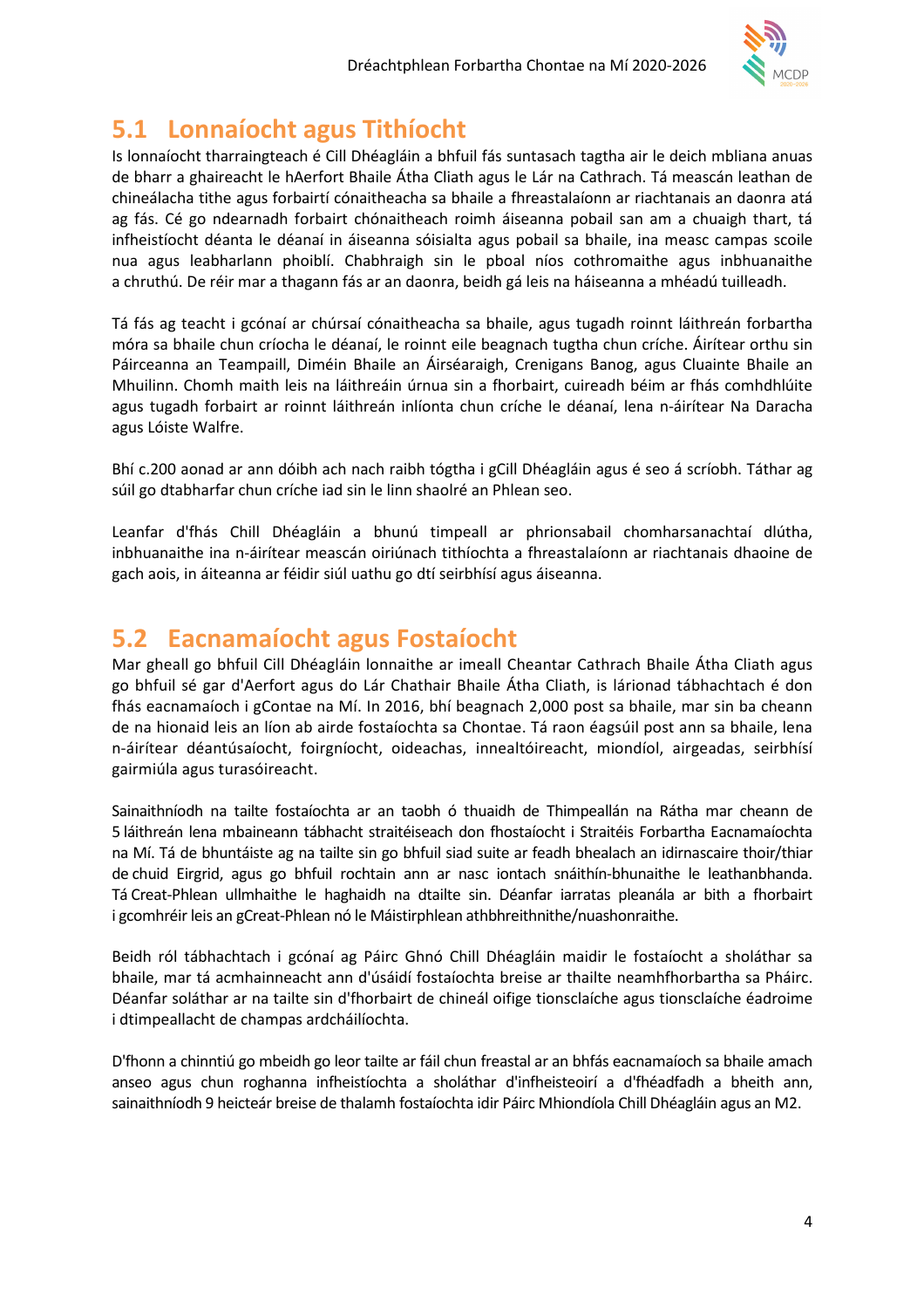## 5.1 Lonnaíocht agus Tithíocht

Is lonnaíocht tharraingteach é Cill Dhéagláin a bhfuil fás suntasach tagtha air le deich mbliana anuas de bharr a ghaireacht le hAerfort Bhaile Átha Cliath agus le Lár na Cathrach. Tá meascán leathan de chineálacha tithe agus forbairtí cónaitheacha sa bhaile a fhreastalaíonn ar riachtanais an daonra atá ag fás. Cé go ndearnadh forbairt chónaitheach roimh áiseanna pobail san am a chuaigh thart, tá infheistíocht déanta le déanaí in áiseanna sóisialta agus pobail sa bhaile, ina measc campas scoile nua agus leabharlann phoiblí. Chabhraigh sin le pobal níos cothromaithe agus inbhuanaithe a chruthú. De réir mar a thagann fás ar an daonra, beidh gá leis na háiseanna a mhéadú tuilleadh.

Tá fás ag teacht i gcónaí ar chúrsaí cónaitheacha sa bhaile, agus tugadh roinnt láithreán forbartha móra sa bhaile chun críocha le déanaí, le roinnt eile beagnach tugtha chun críche. Áirítear orthu sin Páirceanna an Teampaill, Diméin Bhaile an Áirséaraigh, Crenigans Banog, agus Cluainte Bhaile an Mhuilinn. Chomh maith leis na láithreáin úrnua sin a fhorbairt, cuireadh béim ar fhás comhdhlúite agus tugadh forbairt ar roinnt láithreán inlíonta chun críche le déanaí, lena n-áirítear Na Daracha agus Lóiste Walfre.

Bhí c.200 aonad ar ann dóibh ach nach raibh tógtha i gCill Dhéagláin agus é seo á scríobh. Táthar ag súil go dtabharfar chun críche iad sin le linn shaolré an Phlean seo.

Leanfar d'fhás Chill Dhéagláin a bhunú timpeall ar phrionsabail chomharsanachtaí dlútha, inbhuanaithe ina n-áirítear meascán oiriúnach tithíochta a fhreastalaíonn ar riachtanais dhaoine de gach aois, in áiteanna ar féidir siúl uathu go dtí seirbhísí agus áiseanna.

## 5.2 Eacnamaíocht agus Fostaíocht

Mar gheall go bhfuil Cill Dhéagláin lonnaithe ar imeall Cheantar Cathrach Bhaile Átha Cliath agus go bhfuil sé gar d'Aerfort agus do Lár Chathair Bhaile Átha Cliath, is lárionad tábhachtach é don fhás eacnamaíoch i gContae na Mí. In 2016, bhí beagnach 2,000 post sa bhaile, mar sin ba cheann de na hionaid leis an líon ab airde fostaíochta sa Chontae. Tá raon éagsúil post ann sa bhaile, lena n-áirítear déantúsaíocht, foirgníocht, oideachas, innealtóireacht, miondíol, airgeadas, seirbhísí gairmiúla agus turasóireacht.

Sainaithníodh na tailte fostaíochta ar an taobh ó thuaidh de Thimpeallán na Rátha mar cheann de 5 láithreán lena mbaineann tábhacht straitéiseach don fhostaíocht i Straitéis Forbartha Eacnamaíochta na Mí. Tá de bhuntáiste ag na tailte sin go bhfuil siad suite ar feadh bhealach an idirnascaire thoir/thiar de chuid Eirgrid, agus go bhfuil rochtain ann ar nasc iontach snáithín-bhunaithe le leathanbhanda. Tá Creat-Phlean ullmhaithe le haghaidh na dtailte sin. Déanfar iarratas pleanála ar bith a fhorbairt i gcomhréir leis an gCreat-Phlean nó le Máistirphlean athbhreithnithe/nuashonraithe.

Beidh ról tábhachtach i gcónaí ag Páirc Ghnó Chill Dhéagláin maidir le fostaíocht a sholáthar sa bhaile, mar tá acmhainneacht ann d'úsáidí fostaíochta breise ar thailte neamhfhorbartha sa Pháirc. Déanfar soláthar ar na tailte sin d'fhorbairt de chineál oifige tionsclaíche agus tionsclaíche éadroime i dtimpeallacht de champas ardcháilíochta.

D'fhonn a chinntiú go mbeidh go leor tailte ar fáil chun freastal ar an bhfás eacnamaíoch sa bhaile amach anseo agus chun roghanna infheistíochta a sholáthar d'infheisteoirí a d'fhéadfadh a bheith ann, sainaithníodh 9 heicteár breise de thalamh fostaíochta idir Páirc Mhiondíola Chill Dhéagláin agus an M2.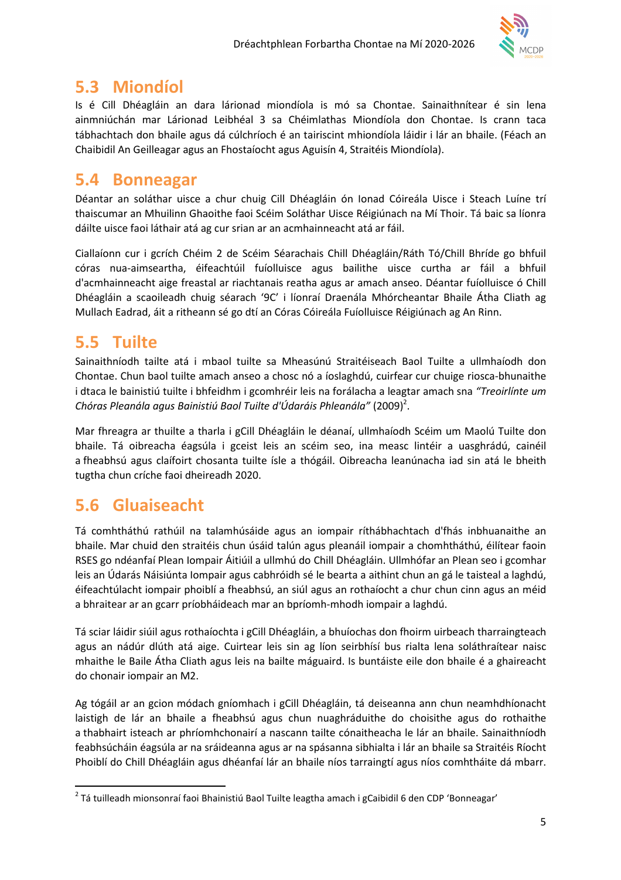## 5.3 Miondíol

Is é Cill Dhéagláin an dara lárionad miondíola is mó sa Chontae. Sainaithnítear é sin lena ainmniúchán mar Lárionad Leibhéal 3 sa Chéimlathas Miondíola don Chontae. Is crann taca tábhachtach don bhaile agus dá cúlchríoch é an tairiscint mhiondíola láidir i lár an bhaile. (Féach an Chaibidil An Geilleagar agus an Fhostaíocht agus Aguisín 4, Straitéis Miondíola).

## 5.4 Bonneagar

Déantar an soláthar uisce a chur chuig Cill Dhéagláin ón Ionad Cóireála Uisce i Steach Luíne trí thaiscumar an Mhuilinn Ghaoithe faoi Scéim Soláthar Uisce Réigiúnach na Mí Thoir. Tá baic sa líonra dáilte uisce faoi láthair atá ag cur srian ar an acmhainneacht atá ar fáil.

Ciallaíonn cur i gcrích Chéim 2 de Scéim Séarachais Chill Dhéagláin/Ráth Tó/Chill Bhríde go bhfuil córas nua-aimseartha, éifeachtúil fuíolluisce agus bailithe uisce curtha ar fáil a bhfuil d'acmhainneacht aige freastal ar riachtanais reatha agus ar amach anseo. Déantar fuíolluisce ó Chill Dhéagláin a scaoileadh chuig séarach '9C' i líonraí Draenála Mhórcheantar Bhaile Átha Cliath ag Mullach Eadrad, áit a ritheann sé go dtí an Córas Cóireála Fuíolluisce Réigiúnach ag An Rinn.

## 5.5 Tuilte

Sainaithníodh tailte atá i mbaol tuilte sa Mheasúnú Straitéiseach Baol Tuilte a ullmhaíodh don Chontae. Chun baol tuilte amach anseo a chosc nó a íoslaghdú, cuirfear cur chuige riosca-bhunaithe i dtaca le bainistiú tuilte i bhfeidhm i gcomhréir leis na forálacha a leagtar amach sna *"Treoirlínte um Chóras Pleanála agus Bainistiú Baol Tuilte d'Údaráis Phleanála"* (2009)[2].

Mar fhreagra ar thuilte a tharla i gCill Dhéagláin le déanaí, ullmhaíodh Scéim um Maolú Tuilte don bhaile. Tá oibreacha éagsúla i gceist leis an scéim seo, ina measc lintéir a uasghrádú, cainéil a fheabhsú agus claífoirt chosanta tuilte ísle a thógáil. Oibreacha leanúnacha iad sin atá le bheith tugtha chun críche faoi dheireadh 2020.

## 5.6 Gluaiseacht

Tá comhtháthú rathúil na talamhúsáide agus an iompair ríthábhachtach d'fhás inbhuanaithe an bhaile. Mar chuid den straitéis chun úsáid talún agus pleanáil iompair a chomhtháthú, éilítear faoin RSES go ndéanfaí Plean Iompair Áitiúil a ullmhú do Chill Dhéagláin. Ullmhófar an Plean seo i gcomhar leis an Údarás Náisiúnta Iompair agus cabhróidh sé le bearta a aithint chun an gá le taisteal a laghdú, éifeachtúlacht iompair phoiblí a fheabhsú, an siúl agus an rothaíocht a chur chun cinn agus an méid a bhraitear ar an gcarr príobháideach mar an bpríomh-mhodh iompair a laghdú.

Tá sciar láidir siúil agus rothaíochta i gCill Dhéagláin, a bhuíochas don fhoirm uirbeach tharraingteach agus an nádúr dlúth atá aige. Cuirtear leis sin ag líon seirbhísí bus rialta lena soláthraítear naisc mhaithe le Baile Átha Cliath agus leis na bailte máguaird. Is buntáiste eile don bhaile é a ghaireacht do chonair iompair an M2.

Ag tógáil ar an gcion módach gníomhach i gCill Dhéagláin, tá deiseanna ann chun neamhdhíonacht laistigh de lár an bhaile a fheabhsú agus chun nuaghráduithe do choisithe agus do rothaithe a thabhairt isteach ar phríomhchonairí a nascann tailte cónaitheacha le lár an bhaile. Sainaithníodh feabhsúcháin éagsúla ar na sráideanna agus ar na spásanna sibhialta i lár an bhaile sa Straitéis Ríocht Phoiblí do Chill Dhéagláin agus dhéanfaí lár an bhaile níos tarraingtí agus níos comhtháite dá mbarr.

---

[2] Tá tuilleadh mionsonraí faoi Bhainistiú Baol Tuilte leagtha amach i gCaibidil 6 den CDP 'Bonneagar'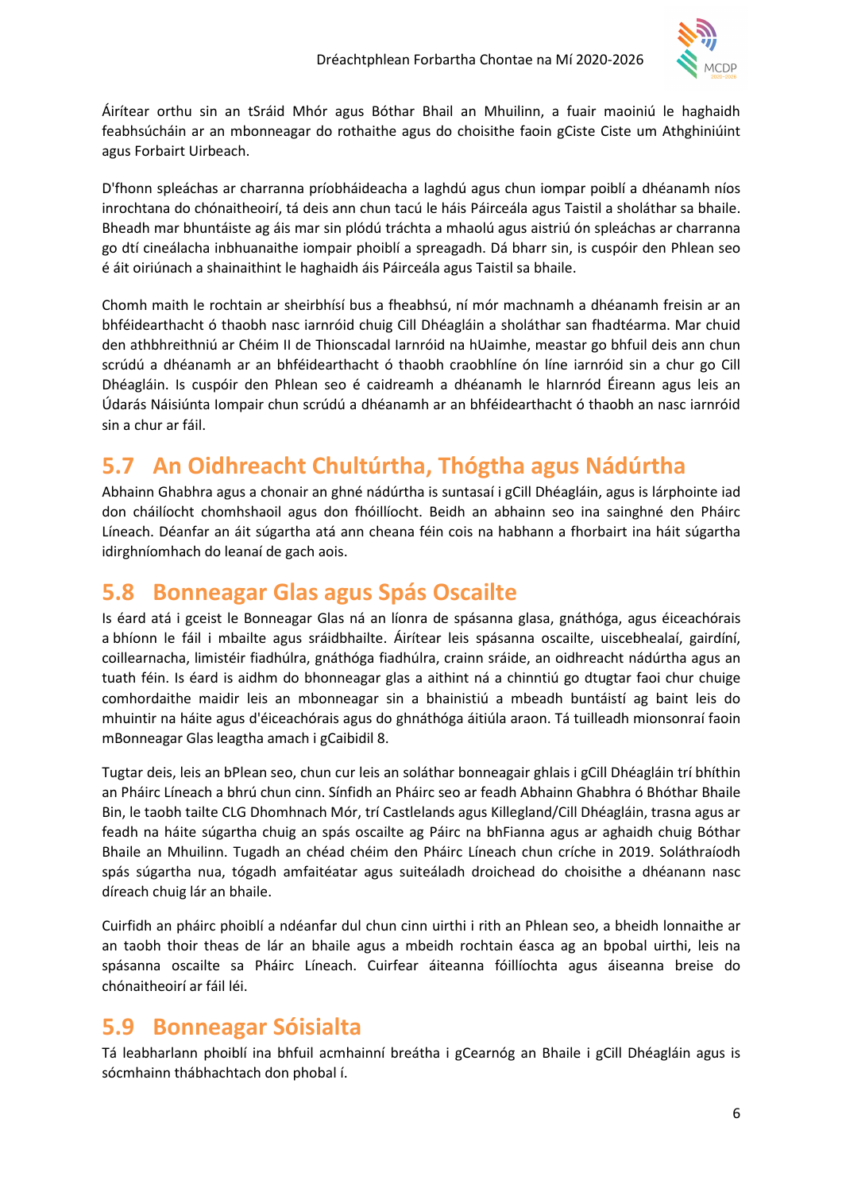Áirítear orthu sin an tSráid Mhór agus Bóthar Bhail an Mhuilinn, a fuair maoiniú le haghaidh feabhsúcháin ar an mbonneagar do rothaithe agus do choisithe faoin gCiste Ciste um Athghiniúint agus Forbairt Uirbeach.

D'fhonn spleáchas ar charranna príobháideacha a laghdú agus chun iompar poiblí a dhéanamh níos inrochtana do chónaitheoirí, tá deis ann chun tacú le háis Páirceála agus Taistil a sholáthar sa bhaile. Bheadh mar bhuntáiste ag áis mar sin plódú tráchta a mhaolú agus aistriú ón spleáchas ar charranna go dtí cineálacha inbhuanaithe iompair phoiblí a spreagadh. Dá bharr sin, is cuspóir den Phlean seo é áit oiriúnach a shainaithint le haghaidh áis Páirceála agus Taistil sa bhaile.

Chomh maith le rochtain ar sheirbhísí bus a fheabhsú, ní mór machnamh a dhéanamh freisin ar an bhféidearthacht ó thaobh nasc iarnróid chuig Cill Dhéagláin a sholáthar san fhadtéarma. Mar chuid den athbhreithniú ar Chéim II de Thionscadal Iarnróid na hUaimhe, meastar go bhfuil deis ann chun scrúdú a dhéanamh ar an bhféidearthacht ó thaobh craobhlíne ón líne iarnróid sin a chur go Cill Dhéagláin. Is cuspóir den Phlean seo é caidreamh a dhéanamh le hIarnród Éireann agus leis an Údarás Náisiúnta Iompair chun scrúdú a dhéanamh ar an bhféidearthacht ó thaobh an nasc iarnróid sin a chur ar fáil.

## 5.7 An Oidhreacht Chultúrtha, Thógtha agus Nádúrtha

Abhainn Ghabhra agus a chonair an ghné nádúrtha is suntasaí i gCill Dhéagláin, agus is lárphointe iad don cháilíocht chomhshaoil agus don fhóillíocht. Beidh an abhainn seo ina sainghné den Pháirc Líneach. Déanfar an áit súgartha atá ann cheana féin cois na habhann a fhorbairt ina háit súgartha idirghníomhach do leanaí de gach aois.

## 5.8 Bonneagar Glas agus Spás Oscailte

Is éard atá i gceist le Bonneagar Glas ná an líonra de spásanna glasa, gnáthóga, agus éiceachórais a bhíonn le fáil i mbailte agus sráidbhailte. Áirítear leis spásanna oscailte, uiscebhealaí, gairdíní, coillearnacha, limistéir fiadhúlra, gnáthóga fiadhúlra, crainn sráide, an oidhreacht nádúrtha agus an tuath féin. Is éard is aidhm do bhonneagar glas a aithint ná a chinntiú go dtugtar faoi chur chuige comhordaithe maidir leis an mbonneagar sin a bhainistiú a mbeadh buntáistí ag baint leis do mhuintir na háite agus d'éiceachórais agus do ghnáthóga áitiúla araon. Tá tuilleadh mionsonraí faoin mBonneagar Glas leagtha amach i gCaibidil 8.

Tugtar deis, leis an bPlean seo, chun cur leis an soláthar bonneagair ghlais i gCill Dhéagláin trí bhíthin an Pháirc Líneach a bhrú chun cinn. Sínfidh an Pháirc seo ar feadh Abhainn Ghabhra ó Bhóthar Bhaile Bin, le taobh tailte CLG Dhomhnach Mór, trí Castlelands agus Killegland/Cill Dhéagláin, trasna agus ar feadh na háite súgartha chuig an spás oscailte ag Páirc na bhFianna agus ar aghaidh chuig Bóthar Bhaile an Mhuilinn. Tugadh an chéad chéim den Pháirc Líneach chun críche in 2019. Soláthraíodh spás súgartha nua, tógadh amfaitéatar agus suiteáladh droichead do choisithe a dhéanann nasc díreach chuig lár an bhaile.

Cuirfidh an pháirc phoiblí a ndéanfar dul chun cinn uirthi i rith an Phlean seo, a bheidh lonnaithe ar an taobh thoir theas de lár an bhaile agus a mbeidh rochtain éasca ag an bpobal uirthi, leis na spásanna oscailte sa Pháirc Líneach. Cuirfear áiteanna fóillíochta agus áiseanna breise do chónaitheoirí ar fáil léi.

## 5.9 Bonneagar Sóisialta

Tá leabharlann phoiblí ina bhfuil acmhainní breátha i gCearnóg an Bhaile i gCill Dhéagláin agus is sócmhainn thábhachtach don phobal í.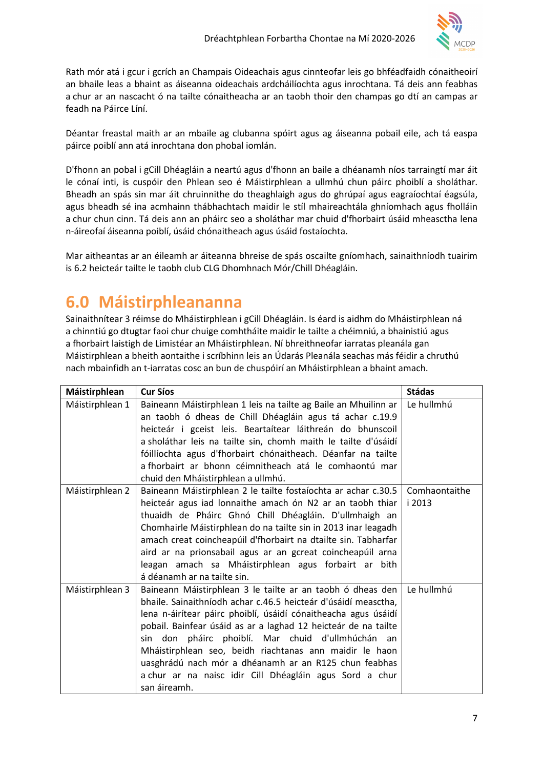Rath mór atá i gcur i gcrích an Champais Oideachais agus cinnteofar leis go bhféadfaidh cónaitheoirí an bhaile leas a bhaint as áiseanna oideachais ardcháilíochta agus inrochtana. Tá deis ann feabhas a chur ar an nascacht ó na tailte cónaitheacha ar an taobh thoir den champas go dtí an campas ar feadh na Páirce Líní.

Déantar freastal maith ar an mbaile ag clubanna spóirt agus ag áiseanna pobail eile, ach tá easpa páirce poiblí ann atá inrochtana don phobal iomlán.

D'fhonn an pobal i gCill Dhéagláin a neartú agus d'fhonn an baile a dhéanamh níos tarraingtí mar áit le cónaí inti, is cuspóir den Phlean seo é Máistirphlean a ullmhú chun páirc phoiblí a sholáthar. Bheadh an spás sin mar áit chruinnithe do theaghlaigh agus do ghrúpaí agus eagraíochtaí éagsúla, agus bheadh sé ina acmhainn thábhachtach maidir le stíl mhaireachtála ghníomhach agus fholláin a chur chun cinn. Tá deis ann an pháirc seo a sholáthar mar chuid d'fhorbairt úsáid mheasctha lena n-áireofaí áiseanna poiblí, úsáid chónaitheach agus úsáid fostaíochta.

Mar aitheantas ar an éileamh ar áiteanna bhreise de spás oscailte gníomhach, sainaithníodh tuairim is 6.2 heicteár tailte le taobh club CLG Dhomhnach Mór/Chill Dhéagláin.

# 6.0 Máistirphleananna

Sainaithnítear 3 réimse do Mháistirphlean i gCill Dhéagláin. Is éard is aidhm do Mháistirphlean ná a chinntiú go dtugtar faoi chur chuige comhtháite maidir le tailte a chéimniú, a bhainistiú agus a fhorbairt laistigh de Limistéar an Mháistirphlean. Ní bhreithneofar iarratas pleanála gan Máistirphlean a bheith aontaithe i scríbhinn leis an Údarás Pleanála seachas más féidir a chruthú nach mbainfidh an t-iarratas cosc an bun de chuspóirí an Mháistirphlean a bhaint amach.

| Máistirphlean | Cur Síos | Stádas |
|---|---|---|
| Máistirphlean 1 | Baineann Máistirphlean 1 leis na tailte ag Baile an Mhuilinn ar an taobh ó dheas de Chill Dhéagláin agus tá achar c.19.9 heicteár i gceist leis. Beartaítear láithreán do bhunscoil a sholáthar leis na tailte sin, chomh maith le tailte d'úsáidí fóillíochta agus d'fhorbairt chónaitheach. Déanfar na tailte a fhorbairt ar bhonn céimnitheach atá le comhaontú mar chuid den Mháistirphlean a ullmhú. | Le hullmhú |
| Máistirphlean 2 | Baineann Máistirphlean 2 le tailte fostaíochta ar achar c.30.5 heicteár agus iad lonnaithe amach ón N2 ar an taobh thiar thuaidh de Pháirc Ghnó Chill Dhéagláin. D'ullmhaigh an Chomhairle Máistirphlean do na tailte sin in 2013 inar leagadh amach creat coincheapúil d'fhorbairt na dtailte sin. Tabharfar aird ar na prionsabail agus ar an gcreat coincheapúil arna leagan amach sa Mháistirphlean agus forbairt ar bith á déanamh ar na tailte sin. | Comhaontaithe i 2013 |
| Máistirphlean 3 | Baineann Máistirphlean 3 le tailte ar an taobh ó dheas den bhaile. Sainaithníodh achar c.46.5 heicteár d'úsáidí measctha, lena n-áirítear páirc phoiblí, úsáidí cónaitheacha agus úsáidí pobail. Bainfear úsáid as ar a laghad 12 heicteár de na tailte sin don pháirc phoiblí. Mar chuid d'ullmhúchán an Mháistirphlean seo, beidh riachtanas ann maidir le haon uasghrádú nach mór a dhéanamh ar an R125 chun feabhas a chur ar na naisc idir Cill Dhéagláin agus Sord a chur san áireamh. | Le hullmhú |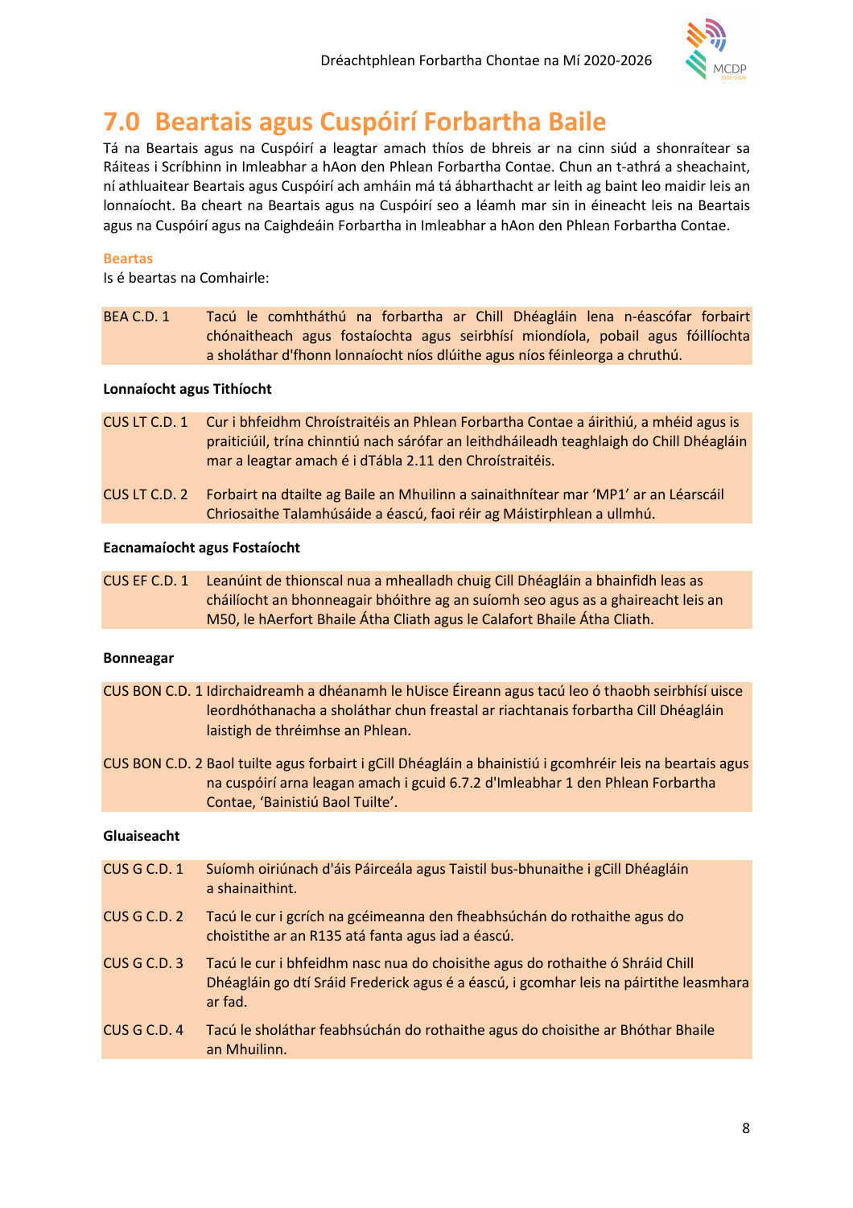# 7.0 Beartais agus Cuspóirí Forbartha Baile

Tá na Beartais agus na Cuspóirí a leagtar amach thíos de bhreis ar na cinn siúd a shonraítear sa Ráiteas i Scríbhinn in Imleabhar a hAon den Phlean Forbartha Contae. Chun an t-athrá a sheachaint, ní athluaitear Beartais agus Cuspóirí ach amháin má tá ábharthacht ar leith ag baint leo maidir leis an lonnaíocht. Ba cheart na Beartais agus na Cuspóirí seo a léamh mar sin in éineacht leis na Beartais agus na Cuspóirí agus na Caighdeáin Forbartha in Imleabhar a hAon den Phlean Forbartha Contae.

**Beartas**

Is é beartas na Comhairle:

| | |
|---|---|
| BEA C.D. 1 | Tacú le comhtháthú na forbartha ar Chill Dhéagláin lena n-éascófar forbairt chónaitheach agus fostaíochta agus seirbhísí miondíola, pobail agus fóillíochta a sholáthar d'fhonn lonnaíocht níos dlúithe agus níos féinleorga a chruthú. |

**Lonnaíocht agus Tithíocht**

| | |
|---|---|
| CUS LT C.D. 1 | Cur i bhfeidhm Chroístraitéis an Phlean Forbartha Contae a áirithiú, a mhéid agus is praiticiúil, trína chinntiú nach sárófar an leithdháileadh teaghlaigh do Chill Dhéagláin mar a leagtar amach é i dTábla 2.11 den Chroístraitéis. |
| CUS LT C.D. 2 | Forbairt na dtailte ag Baile an Mhuilinn a sainaithnítear mar 'MP1' ar an Léarscáil Chriosaithe Talamhúsáide a éascú, faoi réir ag Máistirphlean a ullmhú. |

**Eacnamaíocht agus Fostaíocht**

| | |
|---|---|
| CUS EF C.D. 1 | Leanúint de thionscal nua a mhealladh chuig Cill Dhéagláin a bhainfidh leas as cháilíocht an bhonneagair bhóithre ag an suíomh seo agus as a ghaireacht leis an M50, le hAerfort Bhaile Átha Cliath agus le Calafort Bhaile Átha Cliath. |

**Bonneagar**

| | |
|---|---|
| CUS BON C.D. 1 | Idirchaidreamh a dhéanamh le hUisce Éireann agus tacú leo ó thaobh seirbhísí uisce leordhóthanacha a sholáthar chun freastal ar riachtanais forbartha Cill Dhéagláin laistigh de thréimhse an Phlean. |
| CUS BON C.D. 2 | Baol tuilte agus forbairt i gCill Dhéagláin a bhainistiú i gcomhréir leis na beartais agus na cuspóirí arna leagan amach i gcuid 6.7.2 d'Imleabhar 1 den Phlean Forbartha Contae, 'Bainistiú Baol Tuilte'. |

**Gluaiseacht**

| | |
|---|---|
| CUS G C.D. 1 | Suíomh oiriúnach d'áis Páirceála agus Taistil bus-bhunaithe i gCill Dhéagláin a shainaithint. |
| CUS G C.D. 2 | Tacú le cur i gcrích na gcéimeanna den fheabhsúchán do rothaithe agus do choistithe ar an R135 atá fanta agus iad a éascú. |
| CUS G C.D. 3 | Tacú le cur i bhfeidhm nasc nua do choisithe agus do rothaithe ó Shráid Chill Dhéagláin go dtí Sráid Frederick agus é a éascú, i gcomhar leis na páirtithe leasmhara ar fad. |
| CUS G C.D. 4 | Tacú le sholáthar feabhsúchán do rothaithe agus do choisithe ar Bhóthar Bhaile an Mhuilinn. |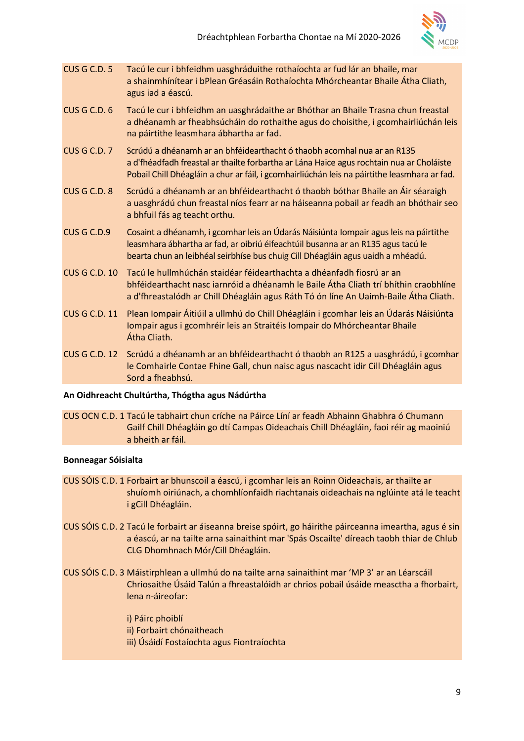| | |
|---|---|
| CUS G C.D. 5 | Tacú le cur i bhfeidhm uasghráduithe rothaíochta ar fud lár an bhaile, mar a shainmhínítear i bPlean Gréasáin Rothaíochta Mhórcheantar Bhaile Átha Cliath, agus iad a éascú. |
| CUS G C.D. 6 | Tacú le cur i bhfeidhm an uasghrádaithe ar Bhóthar an Bhaile Trasna chun freastal a dhéanamh ar fheabhsúcháin do rothaithe agus do choisithe, i gcomhairliúchán leis na páirtithe leasmhara ábhartha ar fad. |
| CUS G C.D. 7 | Scrúdú a dhéanamh ar an bhféidearthacht ó thaobh acomhal nua ar an R135 a d'fhéadfadh freastal ar thailte forbartha ar Lána Haice agus rochtain nua ar Choláiste Pobail Chill Dhéagláin a chur ar fáil, i gcomhairliúchán leis na páirtithe leasmhara ar fad. |
| CUS G C.D. 8 | Scrúdú a dhéanamh ar an bhféidearthacht ó thaobh bóthar Bhaile an Áir séaraigh a uasghrádú chun freastal níos fearr ar na háiseanna pobail ar feadh an bhóthair seo a bhfuil fás ag teacht orthu. |
| CUS G C.D.9 | Cosaint a dhéanamh, i gcomhar leis an Údarás Náisiúnta Iompair agus leis na páirtithe leasmhara ábhartha ar fad, ar oibriú éifeachtúil busanna ar an R135 agus tacú le bearta chun an leibhéal seirbhíse bus chuig Cill Dhéagláin agus uaidh a mhéadú. |
| CUS G C.D. 10 | Tacú le hullmhúchán staidéar féidearthachta a dhéanfadh fiosrú ar an bhféidearthacht nasc iarnróid a dhéanamh le Baile Átha Cliath trí bhíthin craobhlíne a d'fhreastalódh ar Chill Dhéagláin agus Ráth Tó ón líne An Uaimh-Baile Átha Cliath. |
| CUS G C.D. 11 | Plean Iompair Áitiúil a ullmhú do Chill Dhéagláin i gcomhar leis an Údarás Náisiúnta Iompair agus i gcomhréir leis an Straitéis Iompair do Mhórcheantar Bhaile Átha Cliath. |
| CUS G C.D. 12 | Scrúdú a dhéanamh ar an bhféidearthacht ó thaobh an R125 a uasghrádú, i gcomhar le Comhairle Contae Fhine Gall, chun naisc agus nascacht idir Cill Dhéagláin agus Sord a fheabhsú. |

**An Oidhreacht Chultúrtha, Thógtha agus Nádúrtha**

| | |
|---|---|
| CUS OCN C.D. 1 | Tacú le tabhairt chun críche na Páirce Líní ar feadh Abhainn Ghabhra ó Chumann Gailf Chill Dhéagláin go dtí Campas Oideachais Chill Dhéagláin, faoi réir ag maoiniú a bheith ar fáil. |

**Bonneagar Sóisialta**

| | |
|---|---|
| CUS SÓIS C.D. 1 | Forbairt ar bhunscoil a éascú, i gcomhar leis an Roinn Oideachais, ar thailte ar shuíomh oiriúnach, a chomhlíonfaidh riachtanais oideachais na nglúinte atá le teacht i gCill Dhéagláin. |
| CUS SÓIS C.D. 2 | Tacú le forbairt ar áiseanna breise spóirt, go háirithe páirceanna imeartha, agus é sin a éascú, ar na tailte arna sainaithint mar 'Spás Oscailte' díreach taobh thiar de Chlub CLG Dhomhnach Mór/Cill Dhéagláin. |
| CUS SÓIS C.D. 3 | Máistirphlean a ullmhú do na tailte arna sainaithint mar 'MP 3' ar an Léarscáil Chriosaithe Úsáid Talún a fhreastalóidh ar chrios pobail úsáide measctha a fhorbairt, lena n-áireofar:<br><br>i) Páirc phoiblí<br>ii) Forbairt chónaitheach<br>iii) Úsáidí Fostaíochta agus Fiontraíochta |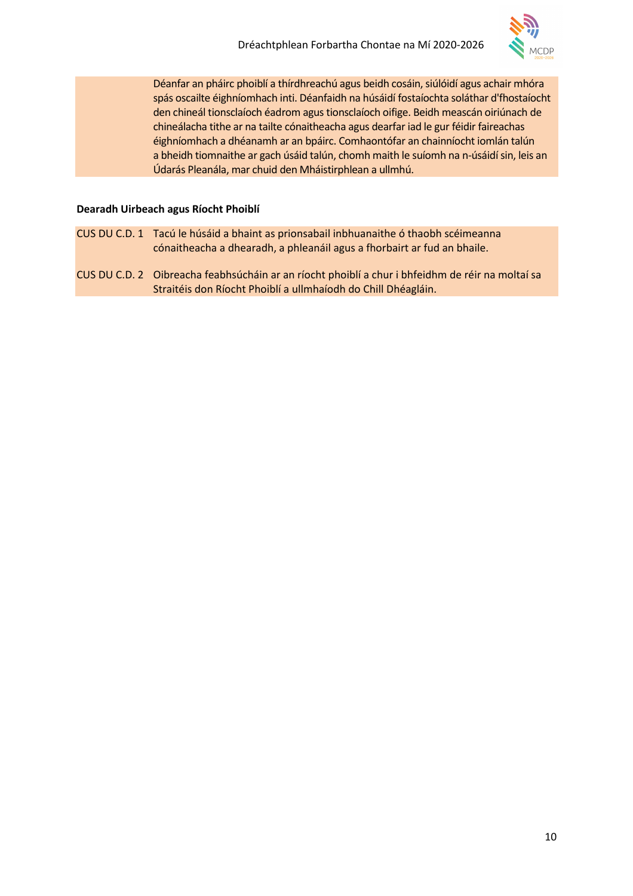Déanfar an pháirc phoiblí a thírdhreachú agus beidh cosáin, siúlóidí agus achair mhóra spás oscailte éighníomhach inti. Déanfaidh na húsáidí fostaíochta soláthar d'fhostaíocht den chineál tionsclaíoch éadrom agus tionsclaíoch oifige. Beidh meascán oiriúnach de chineálacha tithe ar na tailte cónaitheacha agus dearfar iad le gur féidir faireachas éighníomhach a dhéanamh ar an bpáirc. Comhaontófar an chainníocht iomlán talún a bheidh tiomnaithe ar gach úsáid talún, chomh maith le suíomh na n-úsáidí sin, leis an Údarás Pleanála, mar chuid den Mháistirphlean a ullmhú.

**Dearadh Uirbeach agus Ríocht Phoiblí**

| | |
|---|---|
| CUS DU C.D. 1 | Tacú le húsáid a bhaint as prionsabail inbhuanaithe ó thaobh scéimeanna cónaitheacha a dhearadh, a phleanáil agus a fhorbairt ar fud an bhaile. |
| CUS DU C.D. 2 | Oibreacha feabhsúcháin ar an ríocht phoiblí a chur i bhfeidhm de réir na moltaí sa Straitéis don Ríocht Phoiblí a ullmhaíodh do Chill Dhéagláin. |